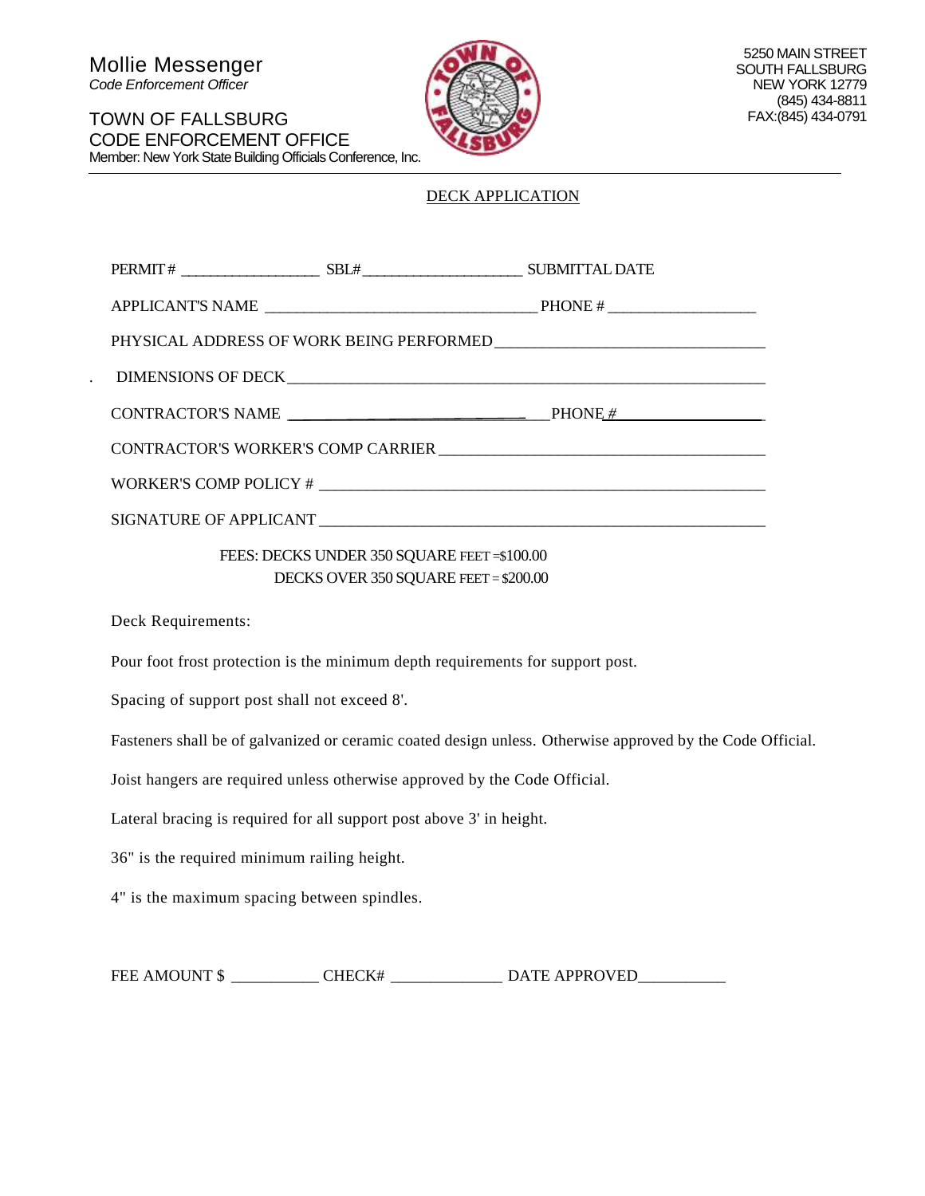Mollie Messenger
*Code Enforcement Officer*

TOWN OF FALLSBURG
CODE ENFORCEMENT OFFICE
Member: New York State Building Officials Conference, Inc.

5250 MAIN STREET
SOUTH FALLSBURG
NEW YORK 12779
(845) 434-8811
FAX:(845) 434-0791

## DECK APPLICATION

PERMIT # __________________ SBL#____________________ SUBMITTAL DATE

APPLICANT'S NAME ___________________________________ PHONE # ___________________

PHYSICAL ADDRESS OF WORK BEING PERFORMED__________________________________

. DIMENSIONS OF DECK______________________________________________________________

CONTRACTOR'S NAME _________________________________PHONE #___________________

CONTRACTOR'S WORKER'S COMP CARRIER __________________________________________

WORKER'S COMP POLICY # __________________________________________________________

SIGNATURE OF APPLICANT ___________________________________________________________

FEES: DECKS UNDER 350 SQUARE FEET =$100.00
DECKS OVER 350 SQUARE FEET = $200.00

Deck Requirements:

Pour foot frost protection is the minimum depth requirements for support post.

Spacing of support post shall not exceed 8'.

Fasteners shall be of galvanized or ceramic coated design unless. Otherwise approved by the Code Official.

Joist hangers are required unless otherwise approved by the Code Official.

Lateral bracing is required for all support post above 3' in height.

36" is the required minimum railing height.

4" is the maximum spacing between spindles.

FEE AMOUNT $ ___________ CHECK# ______________ DATE APPROVED___________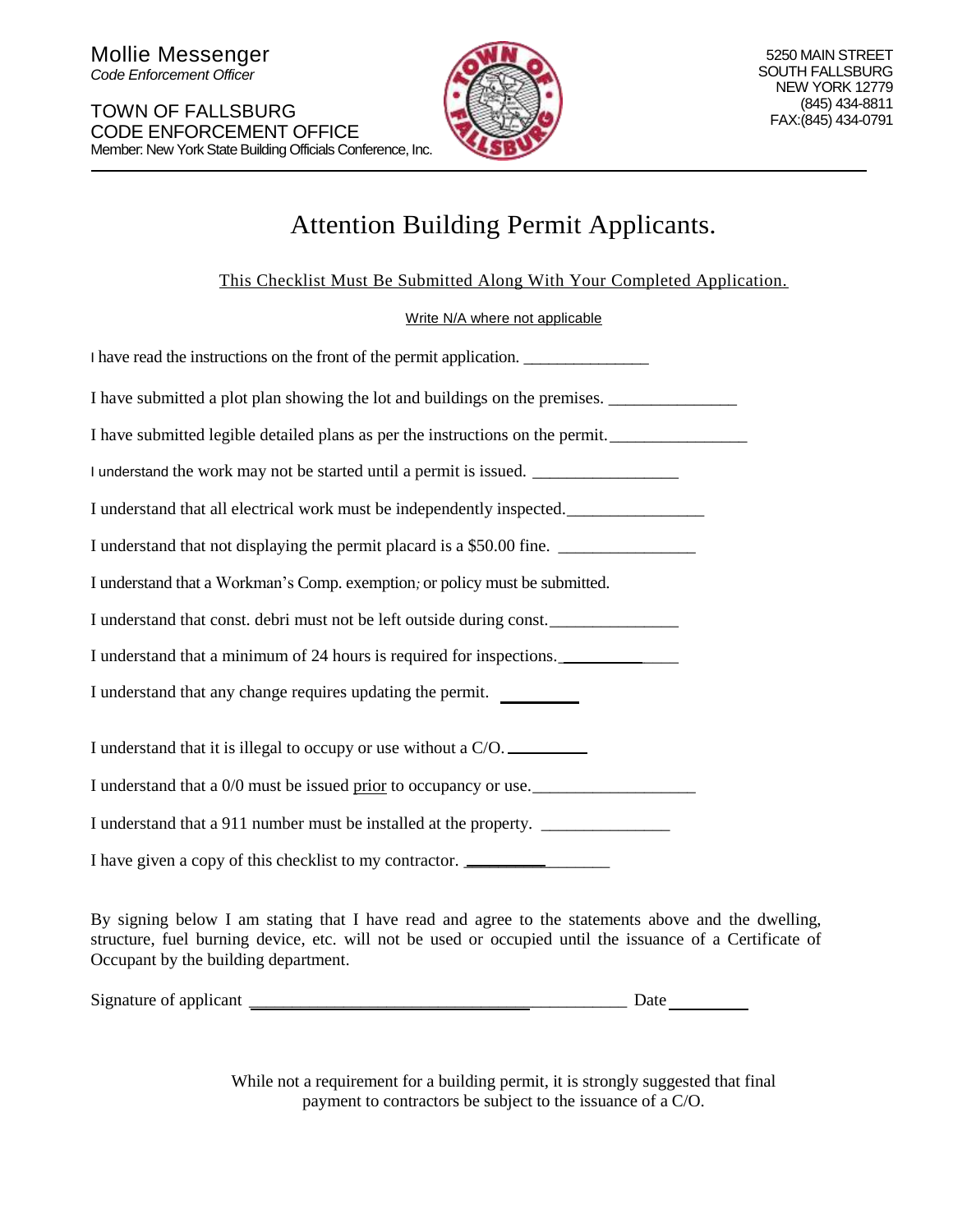Mollie Messenger
*Code Enforcement Officer*

TOWN OF FALLSBURG
CODE ENFORCEMENT OFFICE
Member: New York State Building Officials Conference, Inc.

5250 MAIN STREET
SOUTH FALLSBURG
NEW YORK 12779
(845) 434-8811
FAX:(845) 434-0791

# Attention Building Permit Applicants.

This Checklist Must Be Submitted Along With Your Completed Application.

Write N/A where not applicable

I have read the instructions on the front of the permit application. _______________

I have submitted a plot plan showing the lot and buildings on the premises. _______________

I have submitted legible detailed plans as per the instructions on the permit. ________________

I understand the work may not be started until a permit is issued. _________________

I understand that all electrical work must be independently inspected. ________________

I understand that not displaying the permit placard is a $50.00 fine. ________________

I understand that a Workman's Comp. exemption; or policy must be submitted.

I understand that const. debri must not be left outside during const. _______________

I understand that a minimum of 24 hours is required for inspections. ______________

I understand that any change requires updating the permit. __________

I understand that it is illegal to occupy or use without a C/O. __________

I understand that a 0/0 must be issued prior to occupancy or use. ___________________

I understand that a 911 number must be installed at the property. _______________

I have given a copy of this checklist to my contractor. __________________

By signing below I am stating that I have read and agree to the statements above and the dwelling, structure, fuel burning device, etc. will not be used or occupied until the issuance of a Certificate of Occupant by the building department.

Signature of applicant _____________________________________________ Date __________

While not a requirement for a building permit, it is strongly suggested that final payment to contractors be subject to the issuance of a C/O.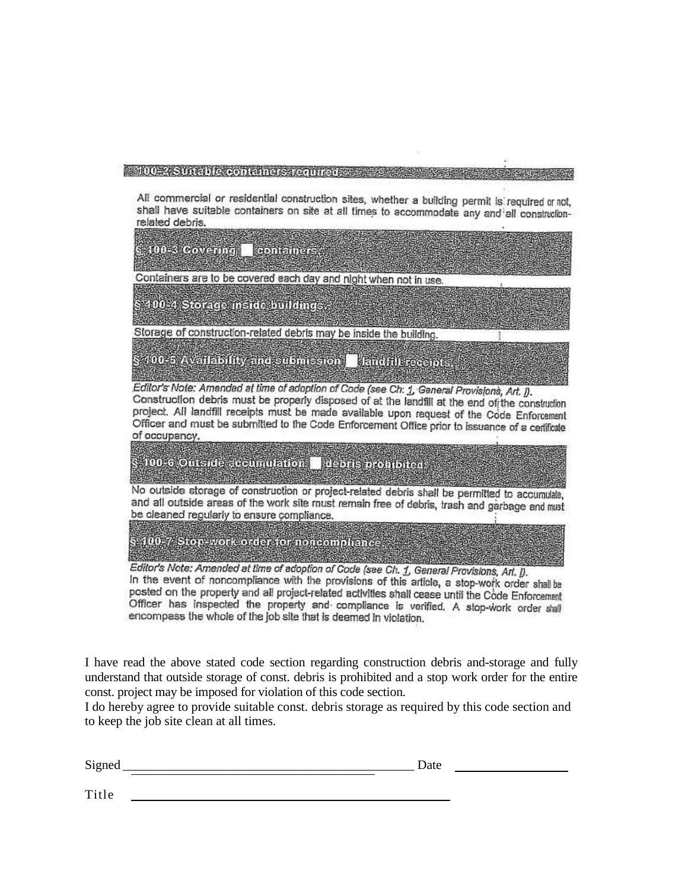### § 100-2 Suitable containers required.

All commercial or residential construction sites, whether a building permit is required or not, shall have suitable containers on site at all times to accommodate any and all construction-related debris.

### § 100-3 Covering containers.

Containers are to be covered each day and night when not in use.

### § 100-4 Storage inside buildings.

Storage of construction-related debris may be inside the building.

### § 100-5 Availability and submission of landfill receipts.

*Editor's Note: Amended at time of adoption of Code (see Ch. 1, General Provisions, Art. I).*

Construction debris must be properly disposed of at the landfill at the end of the construction project. All landfill receipts must be made available upon request of the Code Enforcement Officer and must be submitted to the Code Enforcement Office prior to issuance of a certificate of occupancy.

### § 100-6 Outside accumulation of debris prohibited.

No outside storage of construction or project-related debris shall be permitted to accumulate, and all outside areas of the work site must remain free of debris, trash and garbage and must be cleaned regularly to ensure compliance.

### § 100-7 Stop-work order for noncompliance.

*Editor's Note: Amended at time of adoption of Code (see Ch. 1, General Provisions, Art. I).*

In the event of noncompliance with the provisions of this article, a stop-work order shall be posted on the property and all project-related activities shall cease until the Code Enforcement Officer has inspected the property and compliance is verified. A stop-work order shall encompass the whole of the job site that is deemed in violation.

I have read the above stated code section regarding construction debris and-storage and fully understand that outside storage of const. debris is prohibited and a stop work order for the entire const. project may be imposed for violation of this code section.

I do hereby agree to provide suitable const. debris storage as required by this code section and to keep the job site clean at all times.

Signed ___________________________________________ Date ________________

Title _____________________________________________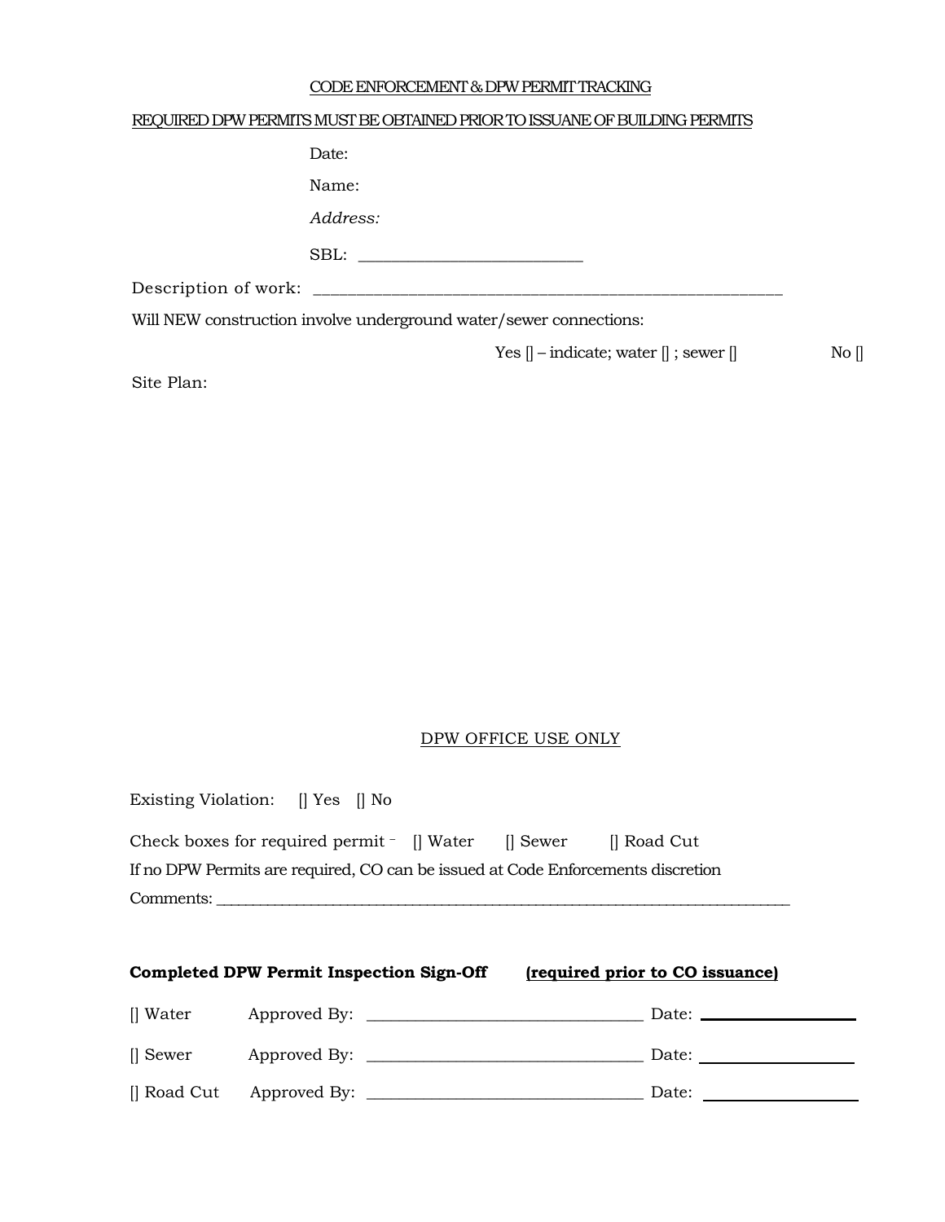CODE ENFORCEMENT & DPW PERMIT TRACKING

REQUIRED DPW PERMITS MUST BE OBTAINED PRIOR TO ISSUANE OF BUILDING PERMITS

Date:

Name:

*Address:*

SBL: ___________________________

Description of work: ___________________________________________________________

Will NEW construction involve underground water/sewer connections:

Yes [] – indicate; water [] ; sewer [] No []

Site Plan:

DPW OFFICE USE ONLY

Existing Violation: [] Yes [] No

Check boxes for required permit – [] Water [] Sewer [] Road Cut

If no DPW Permits are required, CO can be issued at Code Enforcements discretion

Comments: ___________________________________________________________________________

**Completed DPW Permit Inspection Sign-Off** **(required prior to CO issuance)**

[] Water Approved By: __________________________________ Date: ____________________

[] Sewer Approved By: __________________________________ Date: ____________________

[] Road Cut Approved By: __________________________________ Date: ____________________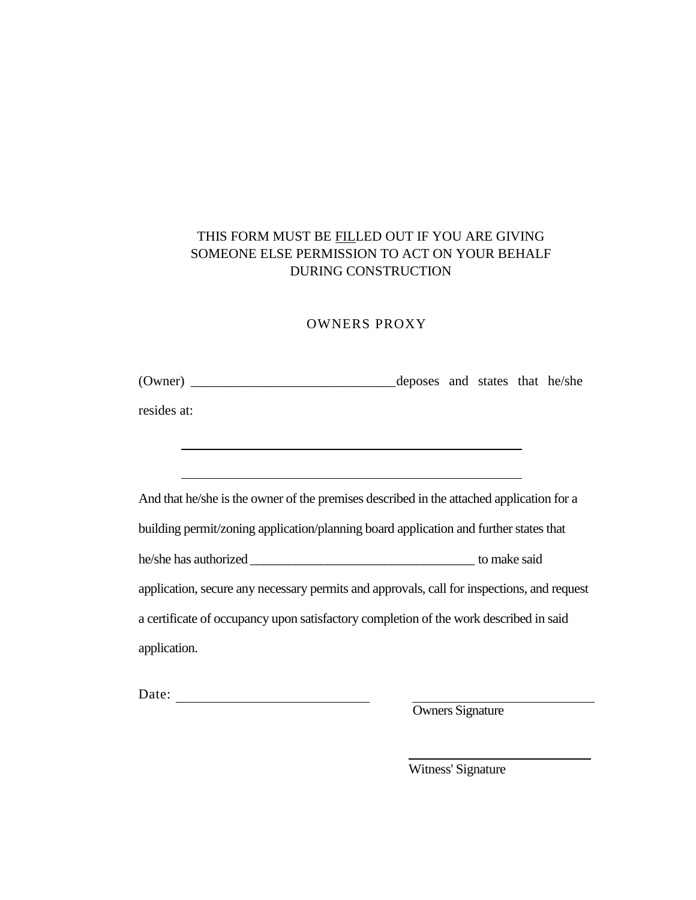THIS FORM MUST BE FILLED OUT IF YOU ARE GIVING SOMEONE ELSE PERMISSION TO ACT ON YOUR BEHALF DURING CONSTRUCTION

## OWNERS PROXY

(Owner) ______________________________deposes and states that he/she resides at:

______________________________________________________

______________________________________________________

And that he/she is the owner of the premises described in the attached application for a building permit/zoning application/planning board application and further states that he/she has authorized __________________________________ to make said application, secure any necessary permits and approvals, call for inspections, and request a certificate of occupancy upon satisfactory completion of the work described in said application.

Date: ____________________________

____________________________
Owners Signature

____________________________
Witness' Signature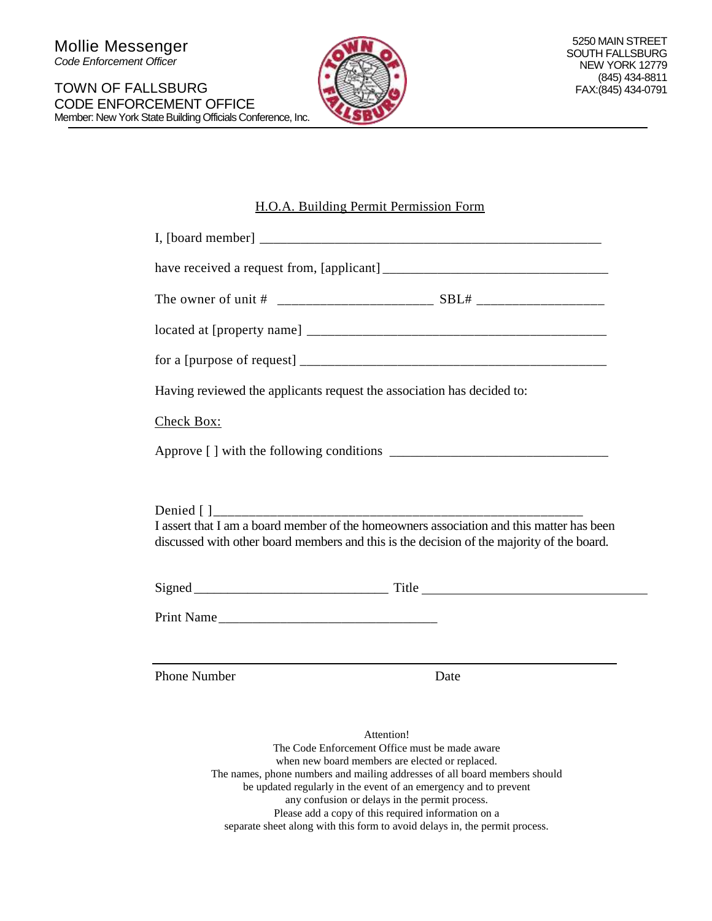Mollie Messenger
*Code Enforcement Officer*

TOWN OF FALLSBURG
CODE ENFORCEMENT OFFICE
Member: New York State Building Officials Conference, Inc.

5250 MAIN STREET
SOUTH FALLSBURG
NEW YORK 12779
(845) 434-8811
FAX:(845) 434-0791

## H.O.A. Building Permit Permission Form

I, [board member] ___________________________________________________

have received a request from, [applicant] ________________________________

The owner of unit # _____________________ SBL# _________________

located at [property name] ____________________________________________

for a [purpose of request] ____________________________________________

Having reviewed the applicants request the association has decided to:

Check Box:

Approve [ ] with the following conditions ______________________________

Denied [ ]_______________________________________________________

I assert that I am a board member of the homeowners association and this matter has been discussed with other board members and this is the decision of the majority of the board.

Signed ____________________________ Title ______________________________

Print Name ______________________________

______________________________________________________________________

Phone Number Date

Attention!
The Code Enforcement Office must be made aware
when new board members are elected or replaced.
The names, phone numbers and mailing addresses of all board members should
be updated regularly in the event of an emergency and to prevent
any confusion or delays in the permit process.
Please add a copy of this required information on a
separate sheet along with this form to avoid delays in, the permit process.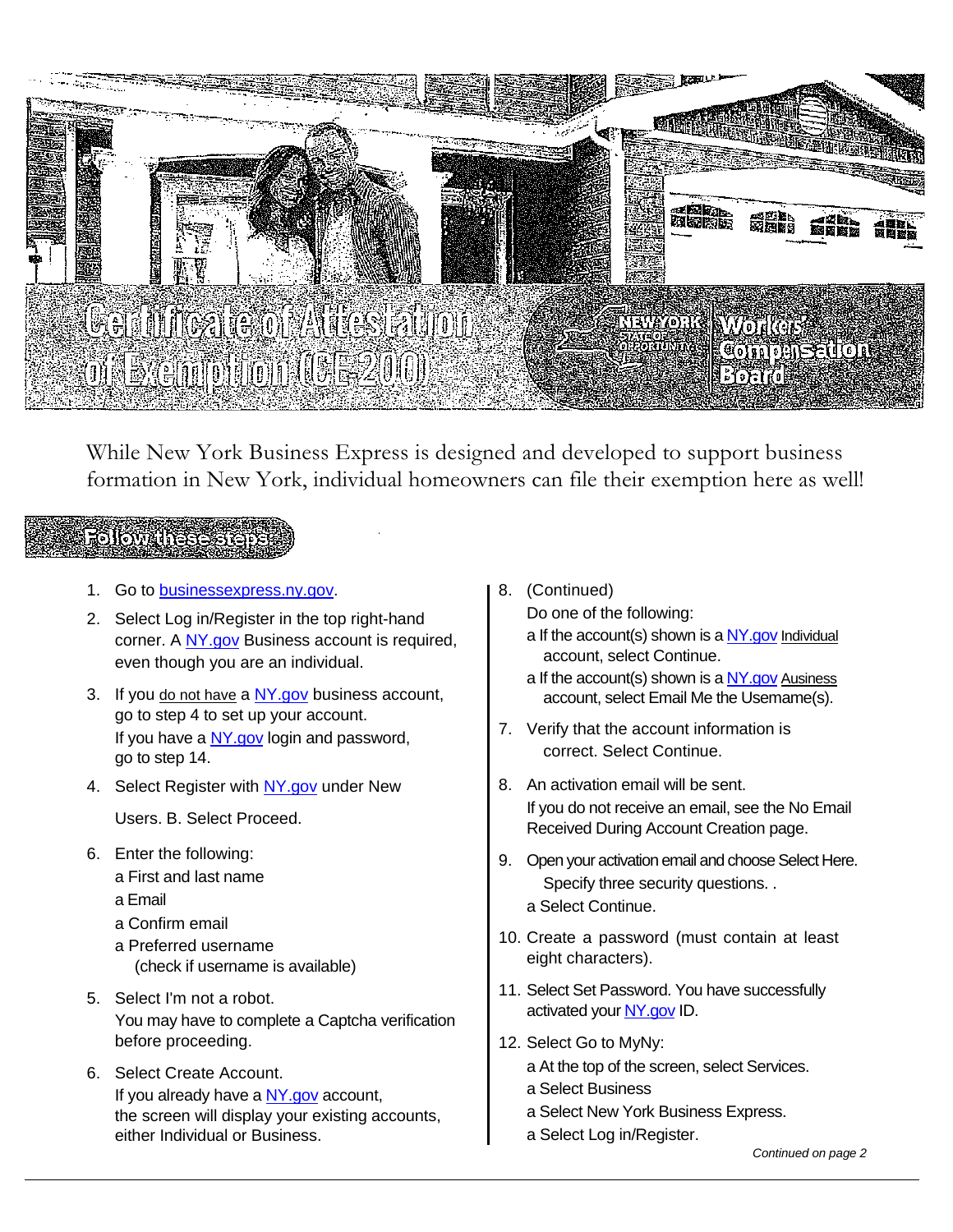# Certificate of Attestation of Exemption (CE-200)

New York State of Opportunity | Workers' Compensation Board

While New York Business Express is designed and developed to support business formation in New York, individual homeowners can file their exemption here as well!

## Follow these steps:

1. Go to businessexpress.ny.gov.
2. Select Log in/Register in the top right-hand corner. A NY.gov Business account is required, even though you are an individual.
3. If you do not have a NY.gov business account, go to step 4 to set up your account.
   If you have a NY.gov login and password, go to step 14.
4. Select Register with NY.gov under New Users. B. Select Proceed.
6. Enter the following:
   - a First and last name
   - a Email
   - a Confirm email
   - a Preferred username (check if username is available)
5. Select I'm not a robot.
   You may have to complete a Captcha verification before proceeding.
6. Select Create Account.
   If you already have a NY.gov account, the screen will display your existing accounts, either Individual or Business.
8. (Continued)
   Do one of the following:
   - a If the account(s) shown is a NY.gov Individual account, select Continue.
   - a If the account(s) shown is a NY.gov Ausiness account, select Email Me the Usemame(s).
7. Verify that the account information is correct. Select Continue.
8. An activation email will be sent.
   If you do not receive an email, see the No Email Received During Account Creation page.
9. Open your activation email and choose Select Here.
   Specify three security questions. .
   - a Select Continue.
10. Create a password (must contain at least eight characters).
11. Select Set Password. You have successfully activated your NY.gov ID.
12. Select Go to MyNy:
    - a At the top of the screen, select Services.
    - a Select Business
    - a Select New York Business Express.
    - a Select Log in/Register.

*Continued on page 2*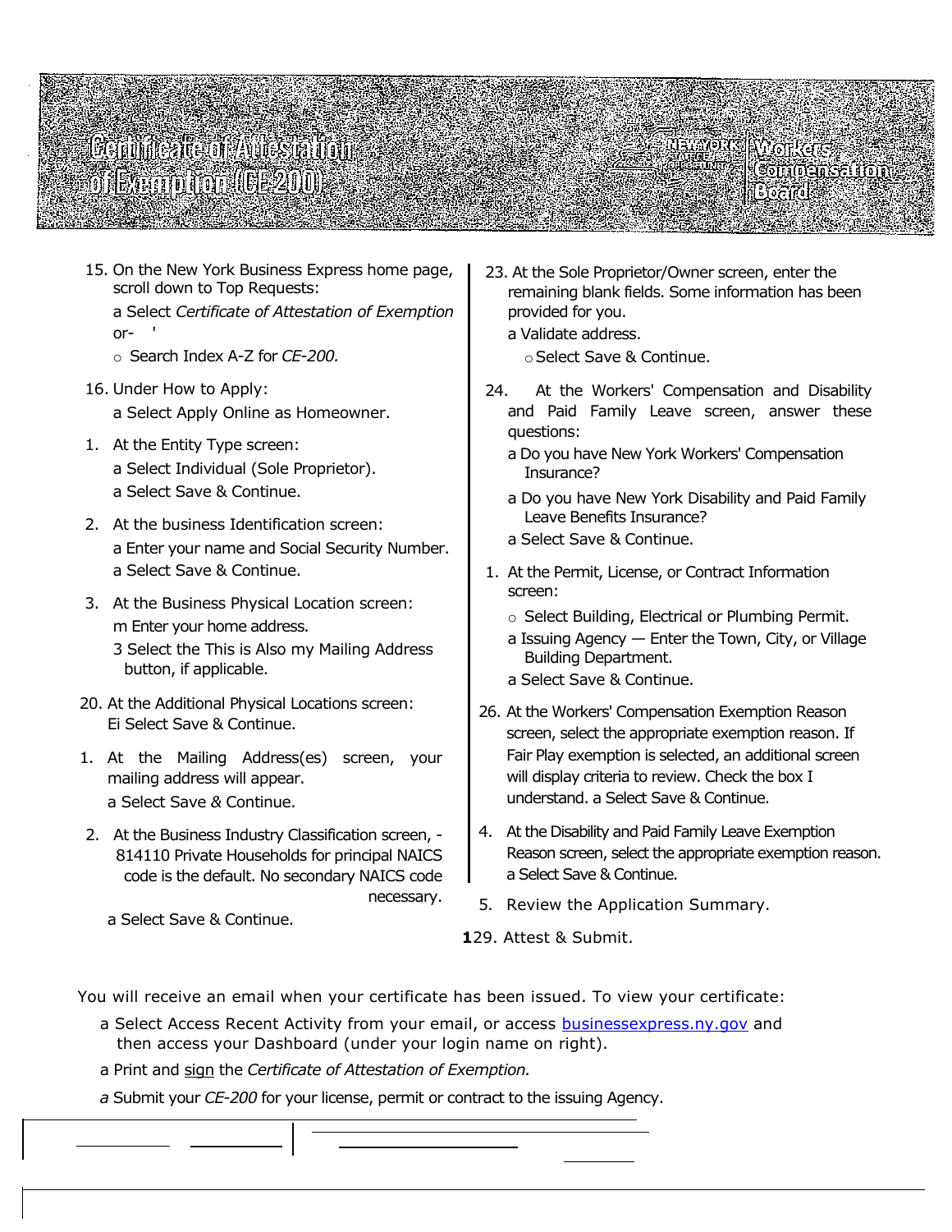# Certificate of Attestation of Exemption (CE-200)

New York State | Workers' Compensation Board

15. On the New York Business Express home page, scroll down to Top Requests:
    - a Select *Certificate of Attestation of Exemption*
    
    or- '
    - ○ Search Index A-Z for *CE-200.*

16. Under How to Apply:
    - a Select Apply Online as Homeowner.

1. At the Entity Type screen:
    - a Select Individual (Sole Proprietor).
    - a Select Save & Continue.

2. At the business Identification screen:
    - a Enter your name and Social Security Number.
    - a Select Save & Continue.

3. At the Business Physical Location screen:
    - m Enter your home address.
    - 3 Select the This is Also my Mailing Address button, if applicable.

20. At the Additional Physical Locations screen:
    - Ei Select Save & Continue.

1. At the Mailing Address(es) screen, your mailing address will appear.
    - a Select Save & Continue.

2. At the Business Industry Classification screen, - 814110 Private Households for principal NAICS code is the default. No secondary NAICS code necessary.
    - a Select Save & Continue.

23. At the Sole Proprietor/Owner screen, enter the remaining blank fields. Some information has been provided for you.
    - a Validate address.
    - ○ Select Save & Continue.

24. At the Workers' Compensation and Disability and Paid Family Leave screen, answer these questions:
    - a Do you have New York Workers' Compensation Insurance?
    - a Do you have New York Disability and Paid Family Leave Benefits Insurance?
    - a Select Save & Continue.

1. At the Permit, License, or Contract Information screen:
    - ○ Select Building, Electrical or Plumbing Permit.
    - a Issuing Agency — Enter the Town, City, or Village Building Department.
    - a Select Save & Continue.

26. At the Workers' Compensation Exemption Reason screen, select the appropriate exemption reason. If Fair Play exemption is selected, an additional screen will display criteria to review. Check the box I understand. a Select Save & Continue.

4. At the Disability and Paid Family Leave Exemption Reason screen, select the appropriate exemption reason.
    - a Select Save & Continue.

5. Review the Application Summary.

129. Attest & Submit.

You will receive an email when your certificate has been issued. To view your certificate:

- a Select Access Recent Activity from your email, or access businessexpress.ny.gov and then access your Dashboard (under your login name on right).
- a Print and sign the *Certificate of Attestation of Exemption.*
- *a* Submit your *CE-200* for your license, permit or contract to the issuing Agency.